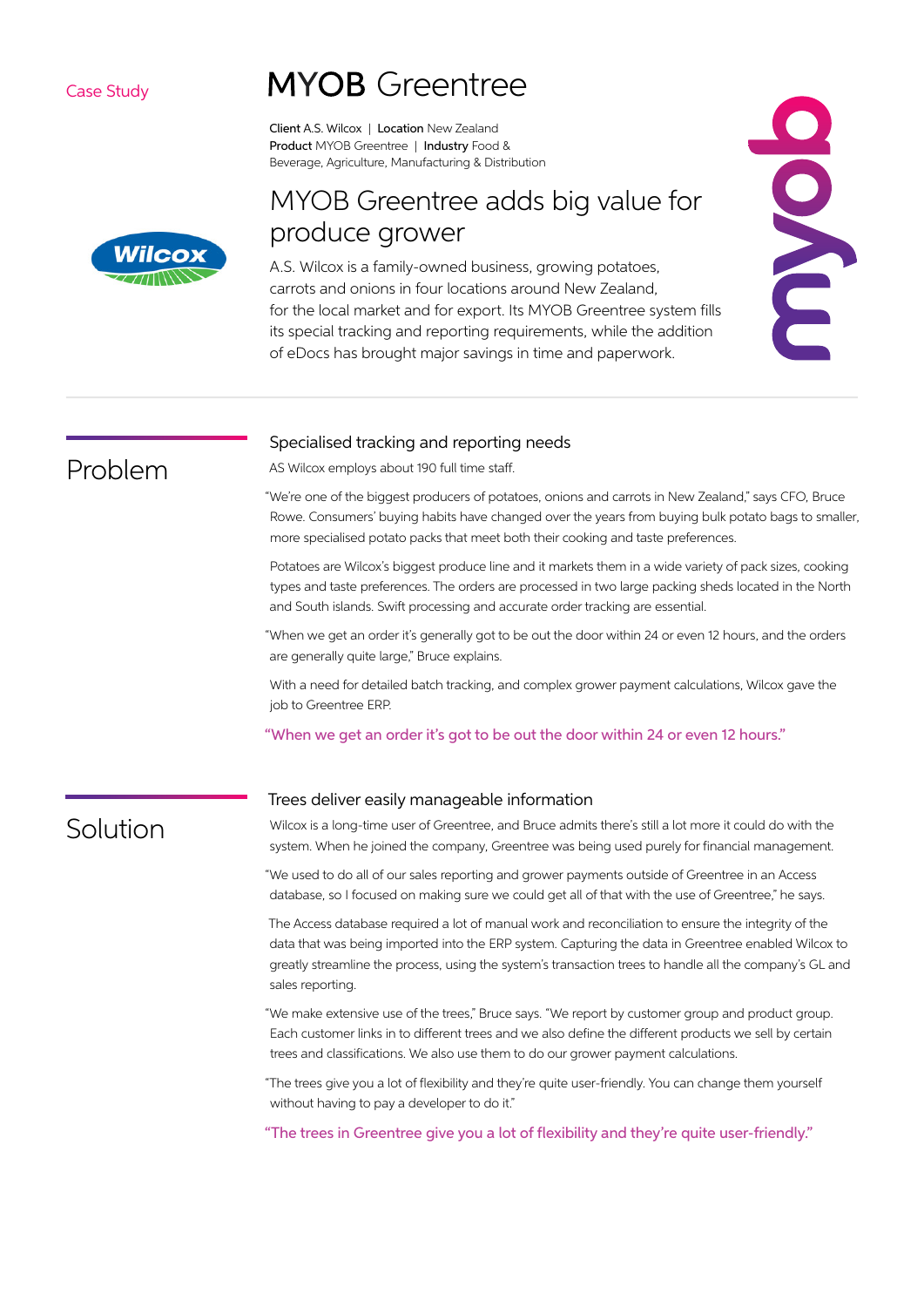Case Study

# MYOB Greentree

**Client** A.S. Wilcox | **Location** New Zealand
**Product** MYOB Greentree | **Industry** Food & Beverage, Agriculture, Manufacturing & Distribution

## MYOB Greentree adds big value for produce grower

A.S. Wilcox is a family-owned business, growing potatoes, carrots and onions in four locations around New Zealand, for the local market and for export. Its MYOB Greentree system fills its special tracking and reporting requirements, while the addition of eDocs has brought major savings in time and paperwork.

## Problem

### Specialised tracking and reporting needs

AS Wilcox employs about 190 full time staff.

"We're one of the biggest producers of potatoes, onions and carrots in New Zealand," says CFO, Bruce Rowe. Consumers' buying habits have changed over the years from buying bulk potato bags to smaller, more specialised potato packs that meet both their cooking and taste preferences.

Potatoes are Wilcox's biggest produce line and it markets them in a wide variety of pack sizes, cooking types and taste preferences. The orders are processed in two large packing sheds located in the North and South islands. Swift processing and accurate order tracking are essential.

"When we get an order it's generally got to be out the door within 24 or even 12 hours, and the orders are generally quite large," Bruce explains.

With a need for detailed batch tracking, and complex grower payment calculations, Wilcox gave the job to Greentree ERP.

"When we get an order it's got to be out the door within 24 or even 12 hours."

## Solution

### Trees deliver easily manageable information

Wilcox is a long-time user of Greentree, and Bruce admits there's still a lot more it could do with the system. When he joined the company, Greentree was being used purely for financial management.

"We used to do all of our sales reporting and grower payments outside of Greentree in an Access database, so I focused on making sure we could get all of that with the use of Greentree," he says.

The Access database required a lot of manual work and reconciliation to ensure the integrity of the data that was being imported into the ERP system. Capturing the data in Greentree enabled Wilcox to greatly streamline the process, using the system's transaction trees to handle all the company's GL and sales reporting.

"We make extensive use of the trees," Bruce says. "We report by customer group and product group. Each customer links in to different trees and we also define the different products we sell by certain trees and classifications. We also use them to do our grower payment calculations.

"The trees give you a lot of flexibility and they're quite user-friendly. You can change them yourself without having to pay a developer to do it."

"The trees in Greentree give you a lot of flexibility and they're quite user-friendly."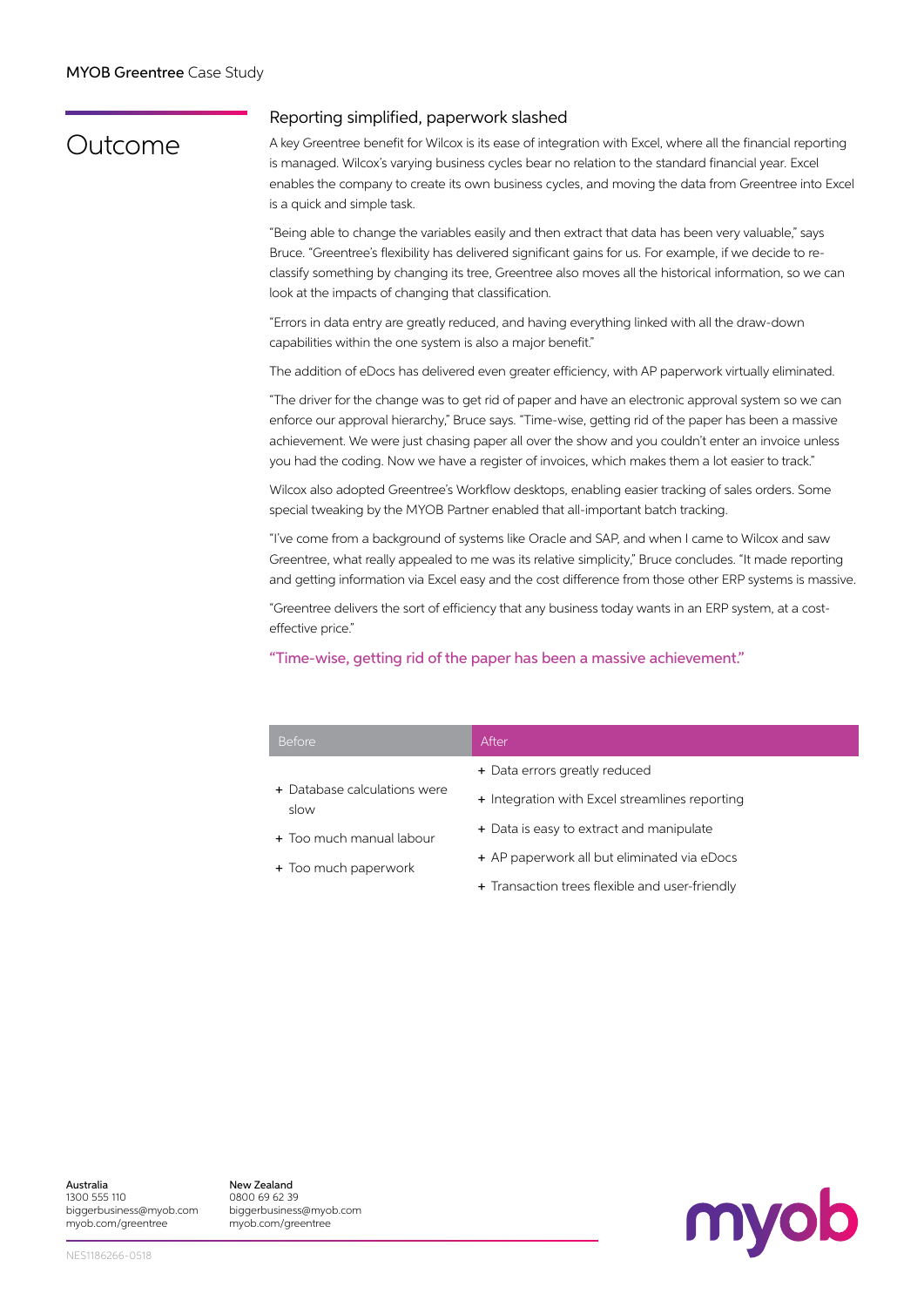# Outcome

## Reporting simplified, paperwork slashed

A key Greentree benefit for Wilcox is its ease of integration with Excel, where all the financial reporting is managed. Wilcox's varying business cycles bear no relation to the standard financial year. Excel enables the company to create its own business cycles, and moving the data from Greentree into Excel is a quick and simple task.

"Being able to change the variables easily and then extract that data has been very valuable," says Bruce. "Greentree's flexibility has delivered significant gains for us. For example, if we decide to re-classify something by changing its tree, Greentree also moves all the historical information, so we can look at the impacts of changing that classification.

"Errors in data entry are greatly reduced, and having everything linked with all the draw-down capabilities within the one system is also a major benefit."

The addition of eDocs has delivered even greater efficiency, with AP paperwork virtually eliminated.

"The driver for the change was to get rid of paper and have an electronic approval system so we can enforce our approval hierarchy," Bruce says. "Time-wise, getting rid of the paper has been a massive achievement. We were just chasing paper all over the show and you couldn't enter an invoice unless you had the coding. Now we have a register of invoices, which makes them a lot easier to track."

Wilcox also adopted Greentree's Workflow desktops, enabling easier tracking of sales orders. Some special tweaking by the MYOB Partner enabled that all-important batch tracking.

"I've come from a background of systems like Oracle and SAP, and when I came to Wilcox and saw Greentree, what really appealed to me was its relative simplicity," Bruce concludes. "It made reporting and getting information via Excel easy and the cost difference from those other ERP systems is massive.

"Greentree delivers the sort of efficiency that any business today wants in an ERP system, at a cost-effective price."

"Time-wise, getting rid of the paper has been a massive achievement."

| Before | After |
| --- | --- |
| + Database calculations were slow | + Data errors greatly reduced |
| + Too much manual labour | + Integration with Excel streamlines reporting |
| + Too much paperwork | + Data is easy to extract and manipulate |
| | + AP paperwork all but eliminated via eDocs |
| | + Transaction trees flexible and user-friendly |

**Australia**
1300 555 110
biggerbusiness@myob.com
myob.com/greentree

**New Zealand**
0800 69 62 39
biggerbusiness@myob.com
myob.com/greentree

NES1186266-0518